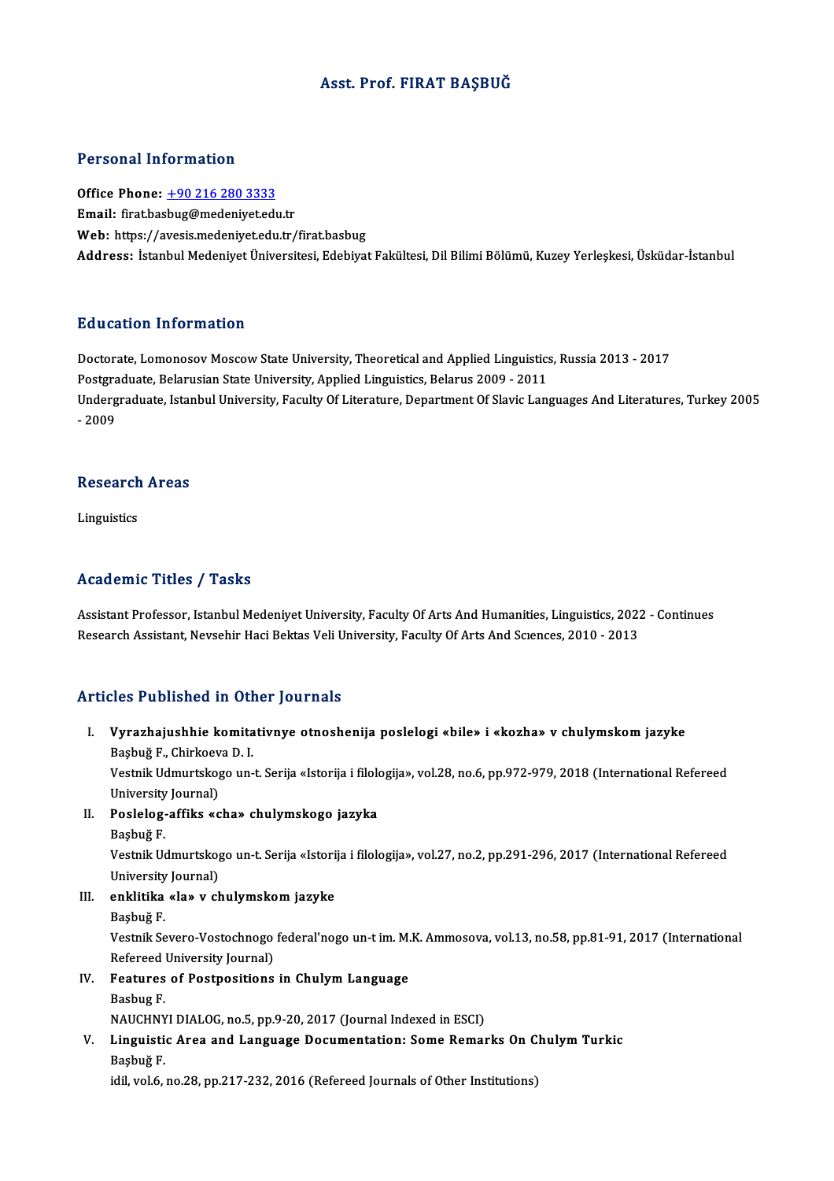# Asst. Prof. FIRAT BAŞBUĞ

## Personal Information

**Office Phone:** +90 216 280 3333
**Email:** firat.basbug@medeniyet.edu.tr
**Web:** https://avesis.medeniyet.edu.tr/firat.basbug
**Address:** İstanbul Medeniyet Üniversitesi, Edebiyat Fakültesi, Dil Bilimi Bölümü, Kuzey Yerleşkesi, Üsküdar-İstanbul

## Education Information

Doctorate, Lomonosov Moscow State University, Theoretical and Applied Linguistics, Russia 2013 - 2017
Postgraduate, Belarusian State University, Applied Linguistics, Belarus 2009 - 2011
Undergraduate, Istanbul University, Faculty Of Literature, Department Of Slavic Languages And Literatures, Turkey 2005 - 2009

## Research Areas

Linguistics

## Academic Titles / Tasks

Assistant Professor, Istanbul Medeniyet University, Faculty Of Arts And Humanities, Linguistics, 2022 - Continues
Research Assistant, Nevsehir Haci Bektas Veli University, Faculty Of Arts And Sciences, 2010 - 2013

## Articles Published in Other Journals

I. **Vyrazhajushhie komitativnye otnoshenija poslelogi «bile» i «kozha» v chulymskom jazyke**
Başbuğ F., Chirkoeva D. I.
Vestnik Udmurtskogo un-t. Serija «Istorija i filologija», vol.28, no.6, pp.972-979, 2018 (International Refereed University Journal)

II. **Poslelog-affiks «cha» chulymskogo jazyka**
Başbuğ F.
Vestnik Udmurtskogo un-t. Serija «Istorija i filologija», vol.27, no.2, pp.291-296, 2017 (International Refereed University Journal)

III. **enklitika «la» v chulymskom jazyke**
Başbuğ F.
Vestnik Severo-Vostochnogo federal'nogo un-t im. M.K. Ammosova, vol.13, no.58, pp.81-91, 2017 (International Refereed University Journal)

IV. **Features of Postpositions in Chulym Language**
Basbug F.
NAUCHNYI DIALOG, no.5, pp.9-20, 2017 (Journal Indexed in ESCI)

V. **Linguistic Area and Language Documentation: Some Remarks On Chulym Turkic**
Başbuğ F.
idil, vol.6, no.28, pp.217-232, 2016 (Refereed Journals of Other Institutions)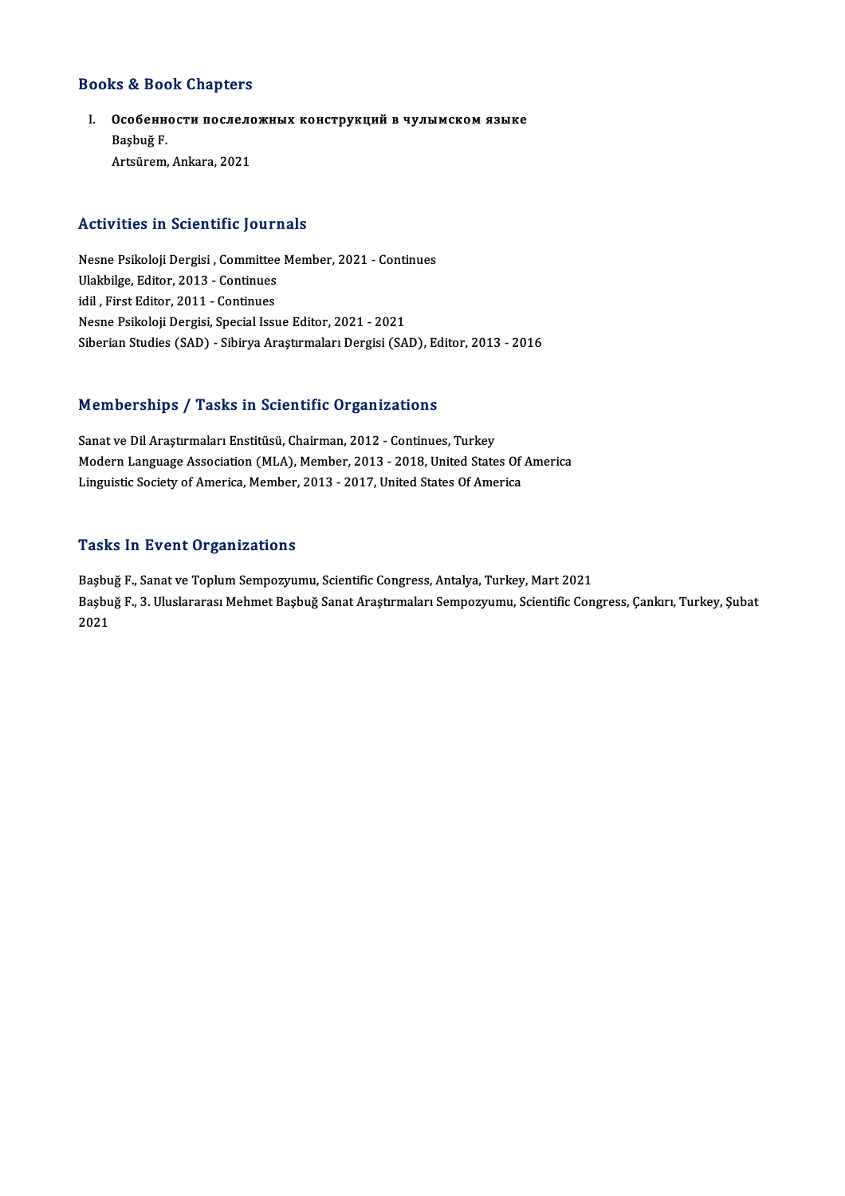## Books & Book Chapters

I. **Особенности послеложных конструкций в чулымском языке**
   Başbuğ F.
   Artsürem, Ankara, 2021

## Activities in Scientific Journals

Nesne Psikoloji Dergisi , Committee Member, 2021 - Continues
Ulakbilge, Editor, 2013 - Continues
idil , First Editor, 2011 - Continues
Nesne Psikoloji Dergisi, Special Issue Editor, 2021 - 2021
Siberian Studies (SAD) - Sibirya Araştırmaları Dergisi (SAD), Editor, 2013 - 2016

## Memberships / Tasks in Scientific Organizations

Sanat ve Dil Araştırmaları Enstitüsü, Chairman, 2012 - Continues, Turkey
Modern Language Association (MLA), Member, 2013 - 2018, United States Of America
Linguistic Society of America, Member, 2013 - 2017, United States Of America

## Tasks In Event Organizations

Başbuğ F., Sanat ve Toplum Sempozyumu, Scientific Congress, Antalya, Turkey, Mart 2021
Başbuğ F., 3. Uluslararası Mehmet Başbuğ Sanat Araştırmaları Sempozyumu, Scientific Congress, Çankırı, Turkey, Şubat 2021